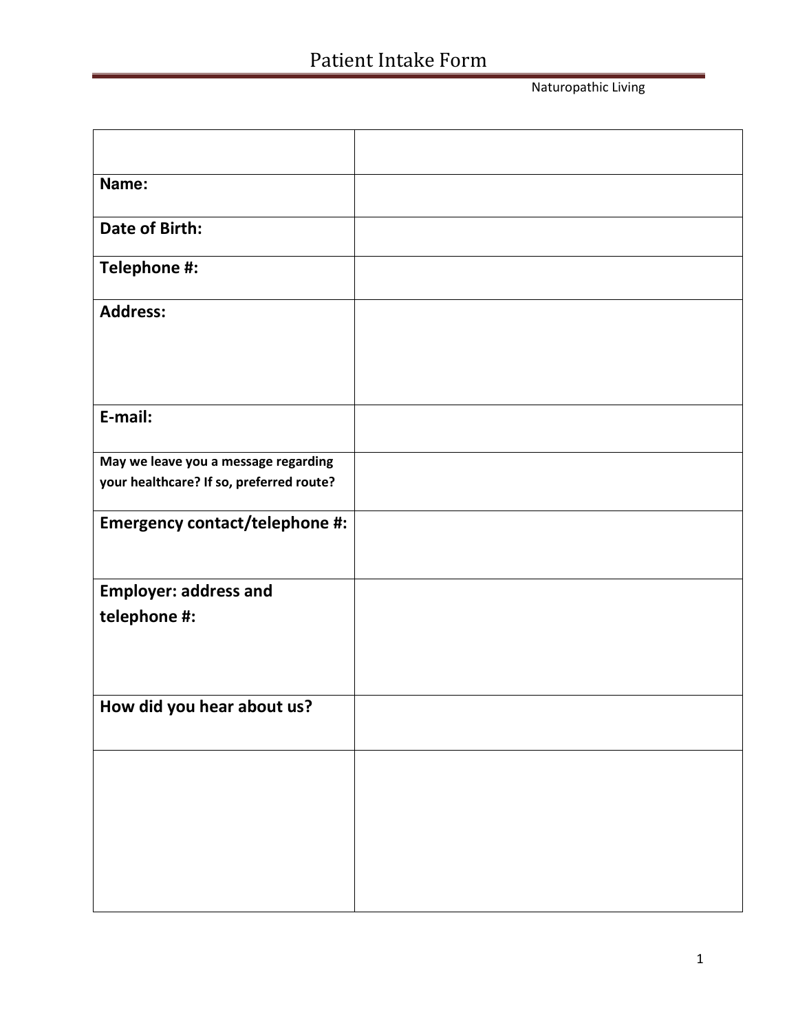# Patient Intake Form

Naturopathic Living

| | |
|---|---|
| **Name:** | |
| **Date of Birth:** | |
| **Telephone #:** | |
| **Address:** | |
| **E-mail:** | |
| **May we leave you a message regarding your healthcare? If so, preferred route?** | |
| **Emergency contact/telephone #:** | |
| **Employer: address and telephone #:** | |
| **How did you hear about us?** | |
| | |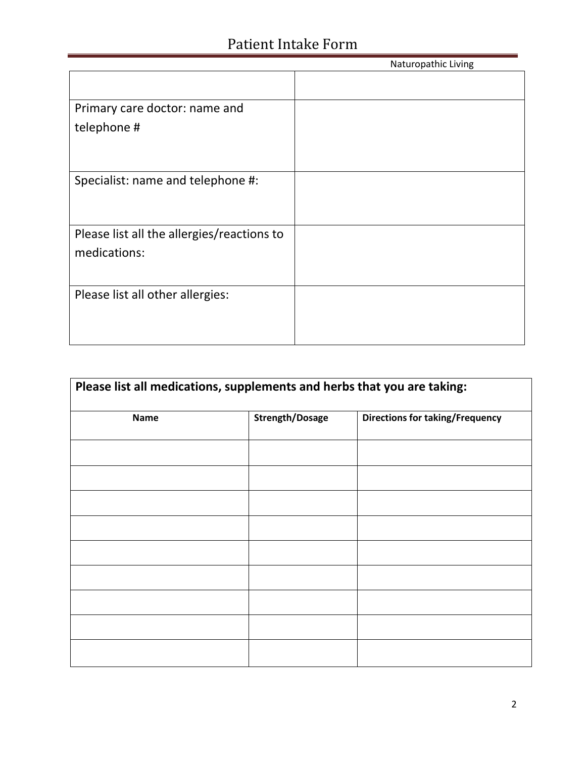# Patient Intake Form

Naturopathic Living

| | |
|---|---|
| Primary care doctor: name and telephone # | |
| Specialist: name and telephone #: | |
| Please list all the allergies/reactions to medications: | |
| Please list all other allergies: | |

**Please list all medications, supplements and herbs that you are taking:**

| Name | Strength/Dosage | Directions for taking/Frequency |
|---|---|---|
| | | |
| | | |
| | | |
| | | |
| | | |
| | | |
| | | |
| | | |
| | | |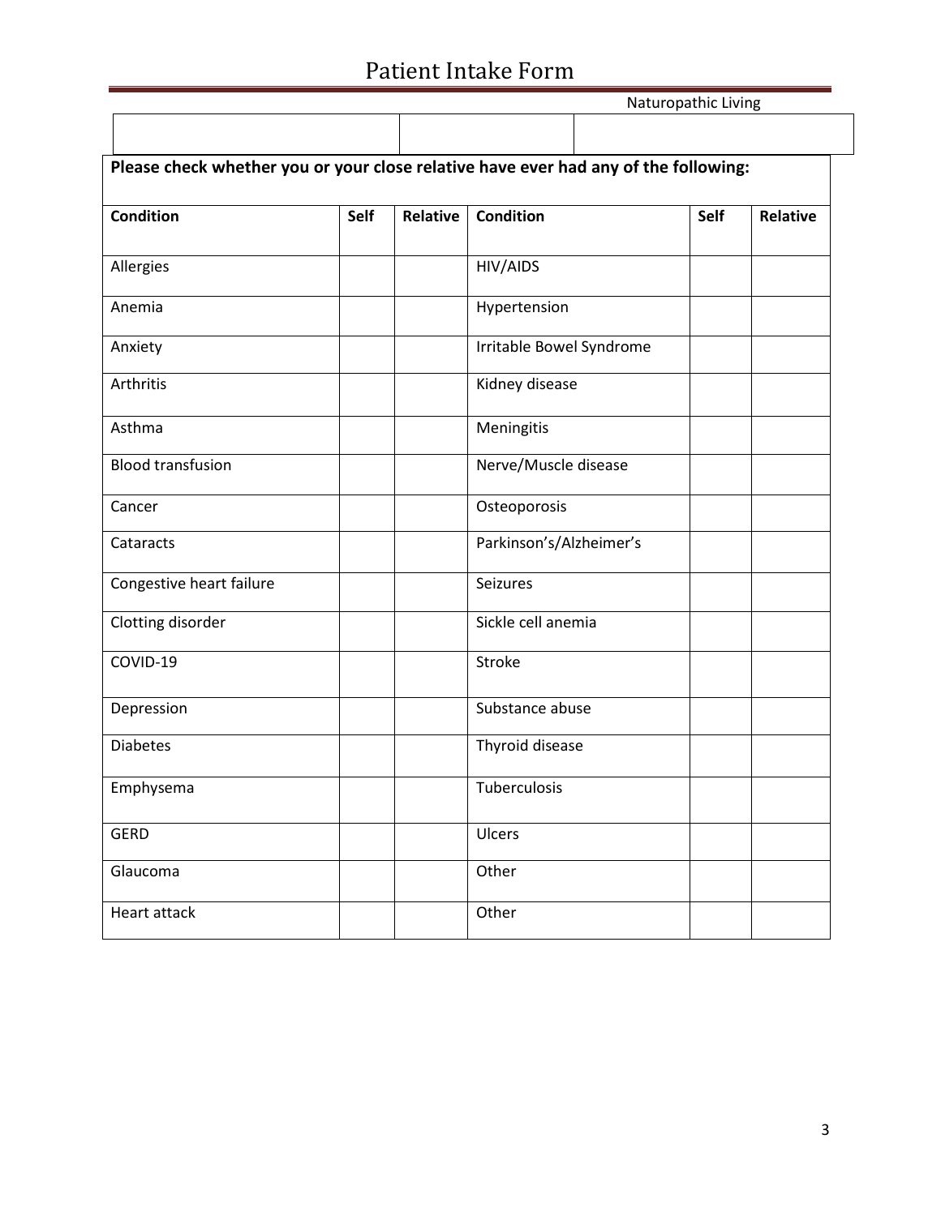# Patient Intake Form

Naturopathic Living

| | | |
|---|---|---|
| | | |

**Please check whether you or your close relative have ever had any of the following:**

| Condition | Self | Relative | Condition | Self | Relative |
|---|---|---|---|---|---|
| Allergies | | | HIV/AIDS | | |
| Anemia | | | Hypertension | | |
| Anxiety | | | Irritable Bowel Syndrome | | |
| Arthritis | | | Kidney disease | | |
| Asthma | | | Meningitis | | |
| Blood transfusion | | | Nerve/Muscle disease | | |
| Cancer | | | Osteoporosis | | |
| Cataracts | | | Parkinson's/Alzheimer's | | |
| Congestive heart failure | | | Seizures | | |
| Clotting disorder | | | Sickle cell anemia | | |
| COVID-19 | | | Stroke | | |
| Depression | | | Substance abuse | | |
| Diabetes | | | Thyroid disease | | |
| Emphysema | | | Tuberculosis | | |
| GERD | | | Ulcers | | |
| Glaucoma | | | Other | | |
| Heart attack | | | Other | | |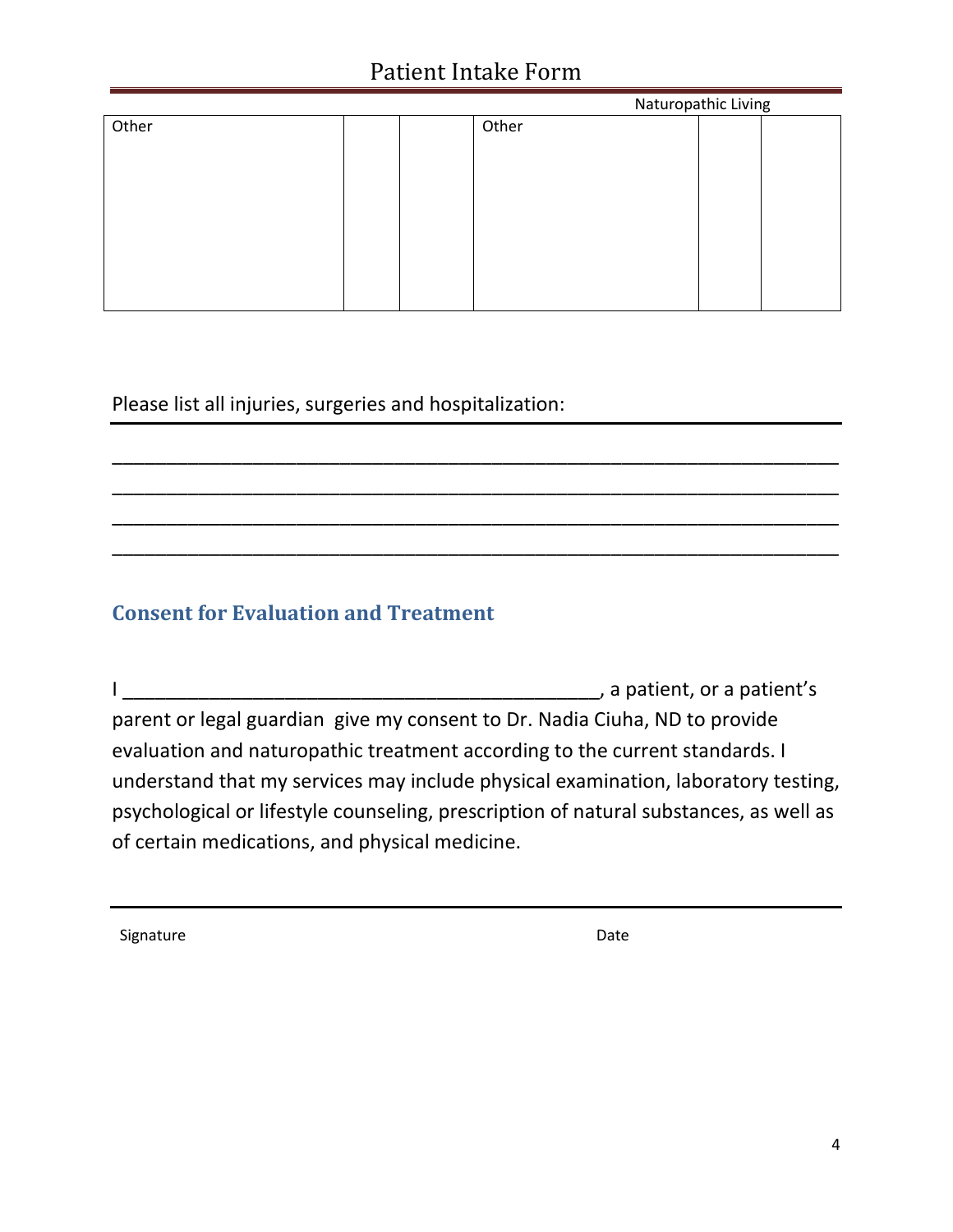| Other | | | Other | | |
|---|---|---|---|---|---|
| | | | | | |

Please list all injuries, surgeries and hospitalization:

_______________________________________________________________________
_______________________________________________________________________
_______________________________________________________________________
_______________________________________________________________________

## Consent for Evaluation and Treatment

I _______________________________________________, a patient, or a patient's parent or legal guardian give my consent to Dr. Nadia Ciuha, ND to provide evaluation and naturopathic treatment according to the current standards. I understand that my services may include physical examination, laboratory testing, psychological or lifestyle counseling, prescription of natural substances, as well as of certain medications, and physical medicine.

Signature Date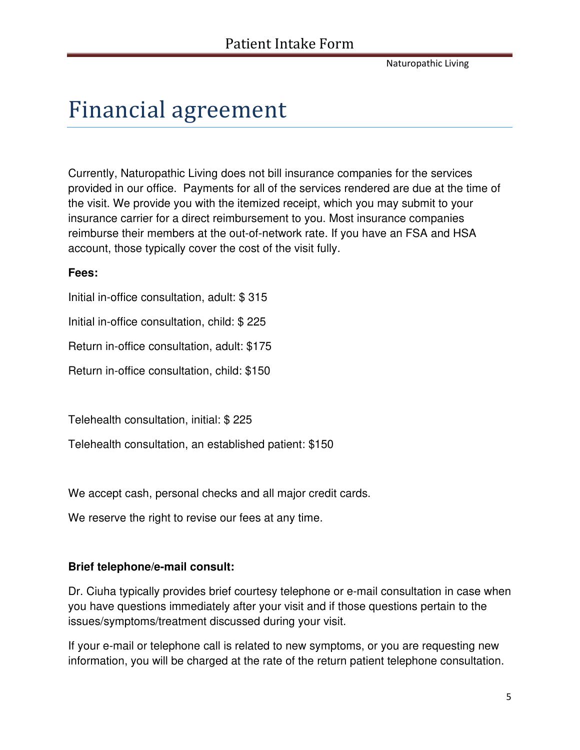# Financial agreement

Currently, Naturopathic Living does not bill insurance companies for the services provided in our office. Payments for all of the services rendered are due at the time of the visit. We provide you with the itemized receipt, which you may submit to your insurance carrier for a direct reimbursement to you. Most insurance companies reimburse their members at the out-of-network rate. If you have an FSA and HSA account, those typically cover the cost of the visit fully.

**Fees:**

Initial in-office consultation, adult: $ 315

Initial in-office consultation, child: $ 225

Return in-office consultation, adult: $175

Return in-office consultation, child: $150

Telehealth consultation, initial: $ 225

Telehealth consultation, an established patient: $150

We accept cash, personal checks and all major credit cards.

We reserve the right to revise our fees at any time.

**Brief telephone/e-mail consult:**

Dr. Ciuha typically provides brief courtesy telephone or e-mail consultation in case when you have questions immediately after your visit and if those questions pertain to the issues/symptoms/treatment discussed during your visit.

If your e-mail or telephone call is related to new symptoms, or you are requesting new information, you will be charged at the rate of the return patient telephone consultation.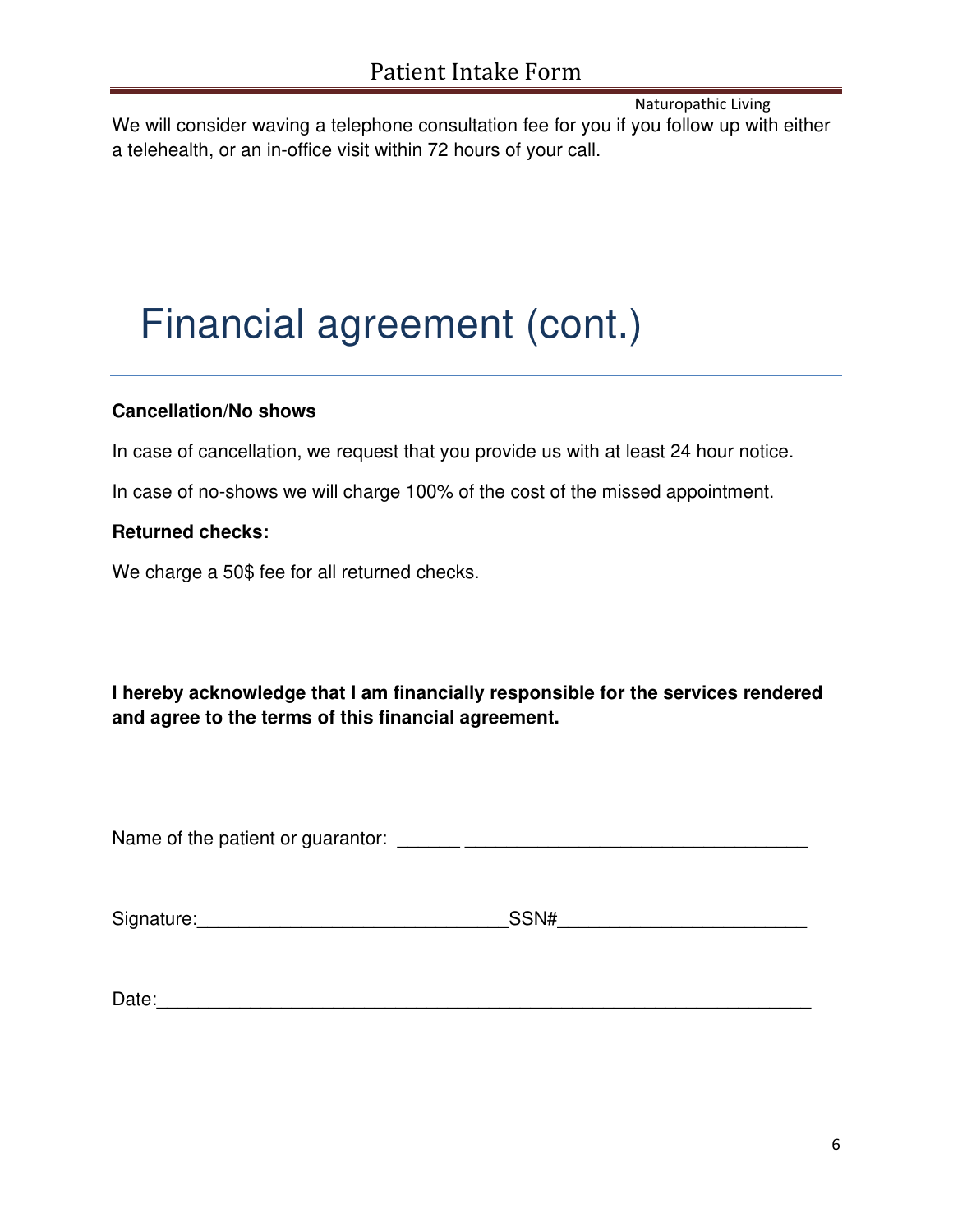We will consider waving a telephone consultation fee for you if you follow up with either a telehealth, or an in-office visit within 72 hours of your call.

# Financial agreement (cont.)

**Cancellation/No shows**

In case of cancellation, we request that you provide us with at least 24 hour notice.

In case of no-shows we will charge 100% of the cost of the missed appointment.

**Returned checks:**

We charge a 50$ fee for all returned checks.

**I hereby acknowledge that I am financially responsible for the services rendered and agree to the terms of this financial agreement.**

Name of the patient or guarantor: ______ _________________________________

Signature:_____________________________SSN#_______________________

Date:_______________________________________________________________